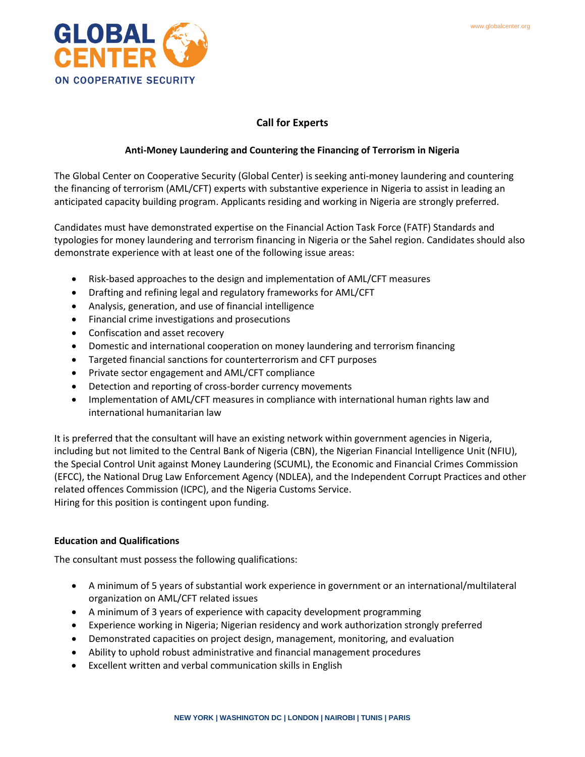# Call for Experts

## Anti-Money Laundering and Countering the Financing of Terrorism in Nigeria

The Global Center on Cooperative Security (Global Center) is seeking anti-money laundering and countering the financing of terrorism (AML/CFT) experts with substantive experience in Nigeria to assist in leading an anticipated capacity building program. Applicants residing and working in Nigeria are strongly preferred.

Candidates must have demonstrated expertise on the Financial Action Task Force (FATF) Standards and typologies for money laundering and terrorism financing in Nigeria or the Sahel region. Candidates should also demonstrate experience with at least one of the following issue areas:

- Risk-based approaches to the design and implementation of AML/CFT measures
- Drafting and refining legal and regulatory frameworks for AML/CFT
- Analysis, generation, and use of financial intelligence
- Financial crime investigations and prosecutions
- Confiscation and asset recovery
- Domestic and international cooperation on money laundering and terrorism financing
- Targeted financial sanctions for counterterrorism and CFT purposes
- Private sector engagement and AML/CFT compliance
- Detection and reporting of cross-border currency movements
- Implementation of AML/CFT measures in compliance with international human rights law and international humanitarian law

It is preferred that the consultant will have an existing network within government agencies in Nigeria, including but not limited to the Central Bank of Nigeria (CBN), the Nigerian Financial Intelligence Unit (NFIU), the Special Control Unit against Money Laundering (SCUML), the Economic and Financial Crimes Commission (EFCC), the National Drug Law Enforcement Agency (NDLEA), and the Independent Corrupt Practices and other related offences Commission (ICPC), and the Nigeria Customs Service.
Hiring for this position is contingent upon funding.

### Education and Qualifications

The consultant must possess the following qualifications:

- A minimum of 5 years of substantial work experience in government or an international/multilateral organization on AML/CFT related issues
- A minimum of 3 years of experience with capacity development programming
- Experience working in Nigeria; Nigerian residency and work authorization strongly preferred
- Demonstrated capacities on project design, management, monitoring, and evaluation
- Ability to uphold robust administrative and financial management procedures
- Excellent written and verbal communication skills in English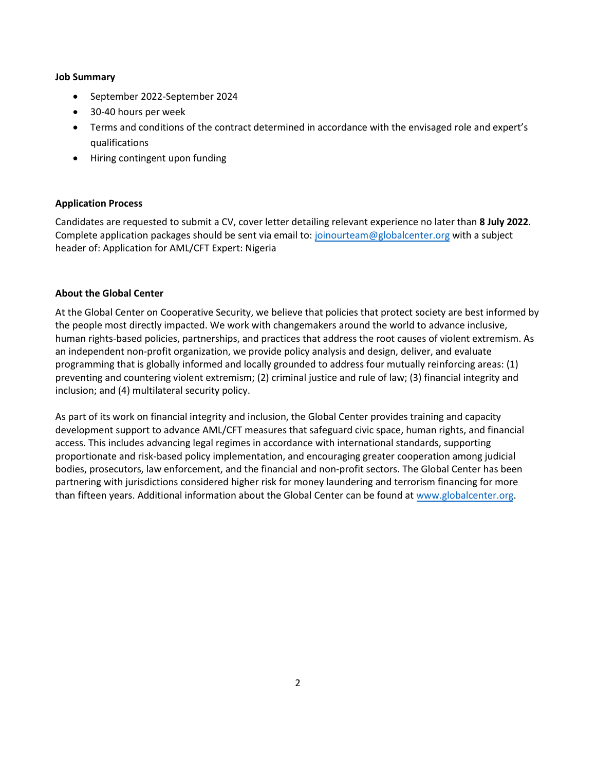**Job Summary**

- September 2022-September 2024
- 30-40 hours per week
- Terms and conditions of the contract determined in accordance with the envisaged role and expert's qualifications
- Hiring contingent upon funding

**Application Process**

Candidates are requested to submit a CV, cover letter detailing relevant experience no later than **8 July 2022**. Complete application packages should be sent via email to: joinourteam@globalcenter.org with a subject header of: Application for AML/CFT Expert: Nigeria

**About the Global Center**

At the Global Center on Cooperative Security, we believe that policies that protect society are best informed by the people most directly impacted. We work with changemakers around the world to advance inclusive, human rights-based policies, partnerships, and practices that address the root causes of violent extremism. As an independent non-profit organization, we provide policy analysis and design, deliver, and evaluate programming that is globally informed and locally grounded to address four mutually reinforcing areas: (1) preventing and countering violent extremism; (2) criminal justice and rule of law; (3) financial integrity and inclusion; and (4) multilateral security policy.

As part of its work on financial integrity and inclusion, the Global Center provides training and capacity development support to advance AML/CFT measures that safeguard civic space, human rights, and financial access. This includes advancing legal regimes in accordance with international standards, supporting proportionate and risk-based policy implementation, and encouraging greater cooperation among judicial bodies, prosecutors, law enforcement, and the financial and non-profit sectors. The Global Center has been partnering with jurisdictions considered higher risk for money laundering and terrorism financing for more than fifteen years. Additional information about the Global Center can be found at www.globalcenter.org.